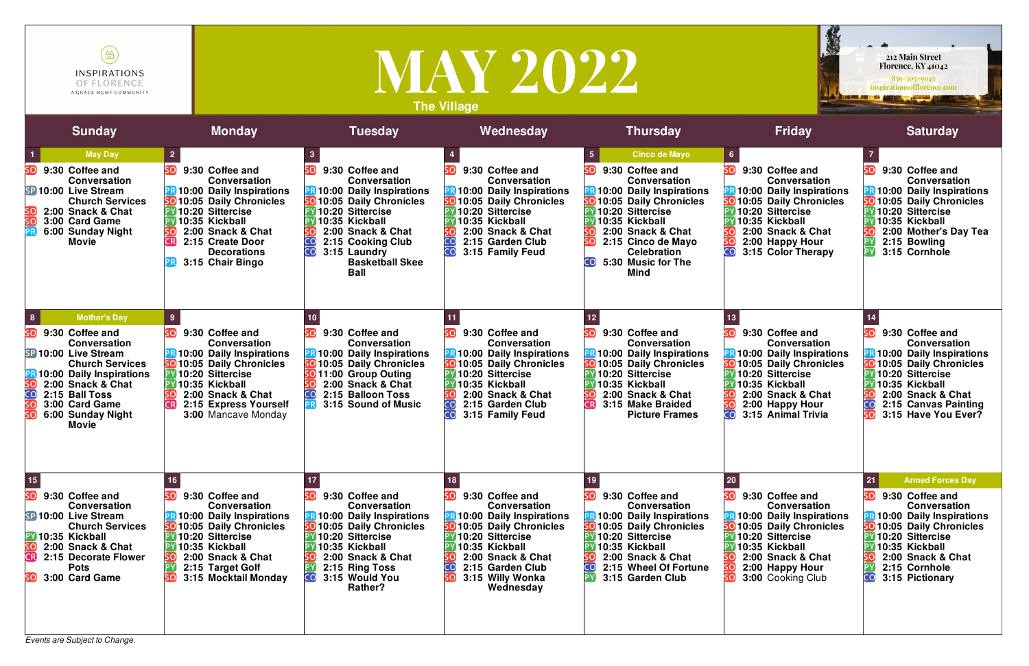INSPIRATIONS OF FLORENCE
A GRACE MGMT COMMUNITY

# MAY 2022

The Village

212 Main Street
Florence, KY 41042
859-305-9045
inspirationsofflorence.com

| Sunday | Monday | Tuesday | Wednesday | Thursday | Friday | Saturday |
|---|---|---|---|---|---|---|
| 1 **May Day**<br>SO 9:30 Coffee and Conversation<br>SP 10:00 Live Stream Church Services<br>SO 2:00 Snack & Chat<br>SO 3:00 Card Game<br>PR 6:00 Sunday Night Movie | 2<br>SO 9:30 Coffee and Conversation<br>PR 10:00 Daily Inspirations<br>SO 10:05 Daily Chronicles<br>PY 10:20 Sittercise<br>PY 10:35 Kickball<br>SO 2:00 Snack & Chat<br>CR 2:15 Create Door Decorations<br>PR 3:15 Chair Bingo | 3<br>SO 9:30 Coffee and Conversation<br>PR 10:00 Daily Inspirations<br>SO 10:05 Daily Chronicles<br>PY 10:20 Sittercise<br>PY 10:35 Kickball<br>SO 2:00 Snack & Chat<br>CO 2:15 Cooking Club<br>CO 3:15 Laundry Basketball Skee Ball | 4<br>SO 9:30 Coffee and Conversation<br>PR 10:00 Daily Inspirations<br>SO 10:05 Daily Chronicles<br>PY 10:20 Sittercise<br>PY 10:35 Kickball<br>SO 2:00 Snack & Chat<br>CO 2:15 Garden Club<br>CO 3:15 Family Feud | 5 **Cinco de Mayo**<br>SO 9:30 Coffee and Conversation<br>PR 10:00 Daily Inspirations<br>SO 10:05 Daily Chronicles<br>PY 10:20 Sittercise<br>PY 10:35 Kickball<br>SO 2:00 Snack & Chat<br>SO 2:15 Cinco de Mayo Celebration<br>CO 5:30 Music for The Mind | 6<br>SO 9:30 Coffee and Conversation<br>PR 10:00 Daily Inspirations<br>SO 10:05 Daily Chronicles<br>PY 10:20 Sittercise<br>PY 10:35 Kickball<br>SO 2:00 Snack & Chat<br>SO 2:00 Happy Hour<br>CO 3:15 Color Therapy | 7<br>SO 9:30 Coffee and Conversation<br>PR 10:00 Daily Inspirations<br>SO 10:05 Daily Chronicles<br>PY 10:20 Sittercise<br>PY 10:35 Kickball<br>SO 2:00 Mother's Day Tea<br>PY 2:15 Bowling<br>PY 3:15 Cornhole |
| 8 **Mother's Day**<br>SO 9:30 Coffee and Conversation<br>SP 10:00 Live Stream Church Services<br>PR 10:00 Daily Inspirations<br>SO 2:00 Snack & Chat<br>CO 2:15 Ball Toss<br>SO 3:00 Card Game<br>SO 6:00 Sunday Night Movie | 9<br>SO 9:30 Coffee and Conversation<br>PR 10:00 Daily Inspirations<br>SO 10:05 Daily Chronicles<br>PY 10:20 Sittercise<br>PY 10:35 Kickball<br>SO 2:00 Snack & Chat<br>CR 2:15 Express Yourself<br>3:00 Mancave Monday | 10<br>SO 9:30 Coffee and Conversation<br>PR 10:00 Daily Inspirations<br>SO 10:05 Daily Chronicles<br>SO 11:00 Group Outing<br>SO 2:00 Snack & Chat<br>CO 2:15 Balloon Toss<br>PR 3:15 Sound of Music | 11<br>SO 9:30 Coffee and Conversation<br>PR 10:00 Daily Inspirations<br>SO 10:05 Daily Chronicles<br>PY 10:20 Sittercise<br>PY 10:35 Kickball<br>SO 2:00 Snack & Chat<br>CO 2:15 Garden Club<br>CO 3:15 Family Feud | 12<br>SO 9:30 Coffee and Conversation<br>PR 10:00 Daily Inspirations<br>SO 10:05 Daily Chronicles<br>PY 10:20 Sittercise<br>PY 10:35 Kickball<br>SO 2:00 Snack & Chat<br>CR 3:15 Make Braided Picture Frames | 13<br>SO 9:30 Coffee and Conversation<br>PR 10:00 Daily Inspirations<br>SO 10:05 Daily Chronicles<br>PY 10:20 Sittercise<br>PY 10:35 Kickball<br>SO 2:00 Snack & Chat<br>SO 2:00 Happy Hour<br>CO 3:15 Animal Trivia | 14<br>SO 9:30 Coffee and Conversation<br>PR 10:00 Daily Inspirations<br>SO 10:05 Daily Chronicles<br>PY 10:20 Sittercise<br>PY 10:35 Kickball<br>SO 2:00 Snack & Chat<br>CO 2:15 Canvas Painting<br>SO 3:15 Have You Ever? |
| 15<br>SO 9:30 Coffee and Conversation<br>SP 10:00 Live Stream Church Services<br>PY 10:35 Kickball<br>SO 2:00 Snack & Chat<br>CR 2:15 Decorate Flower Pots<br>SO 3:00 Card Game | 16<br>SO 9:30 Coffee and Conversation<br>PR 10:00 Daily Inspirations<br>SO 10:05 Daily Chronicles<br>PY 10:20 Sittercise<br>PY 10:35 Kickball<br>SO 2:00 Snack & Chat<br>PY 2:15 Target Golf<br>SO 3:15 Mocktail Monday | 17<br>SO 9:30 Coffee and Conversation<br>PR 10:00 Daily Inspirations<br>SO 10:05 Daily Chronicles<br>PY 10:20 Sittercise<br>PY 10:35 Kickball<br>SO 2:00 Snack & Chat<br>PY 2:15 Ring Toss<br>CO 3:15 Would You Rather? | 18<br>SO 9:30 Coffee and Conversation<br>PR 10:00 Daily Inspirations<br>SO 10:05 Daily Chronicles<br>PY 10:20 Sittercise<br>PY 10:35 Kickball<br>SO 2:00 Snack & Chat<br>CO 2:15 Garden Club<br>SO 3:15 Willy Wonka Wednesday | 19<br>SO 9:30 Coffee and Conversation<br>PR 10:00 Daily Inspirations<br>SO 10:05 Daily Chronicles<br>PY 10:20 Sittercise<br>PY 10:35 Kickball<br>SO 2:00 Snack & Chat<br>CO 2:15 Wheel Of Fortune<br>PY 3:15 Garden Club | 20<br>SO 9:30 Coffee and Conversation<br>PR 10:00 Daily Inspirations<br>SO 10:05 Daily Chronicles<br>PY 10:20 Sittercise<br>PY 10:35 Kickball<br>SO 2:00 Snack & Chat<br>SO 2:00 Happy Hour<br>SO 3:00 Cooking Club | 21 **Armed Forces Day**<br>SO 9:30 Coffee and Conversation<br>PR 10:00 Daily Inspirations<br>SO 10:05 Daily Chronicles<br>PY 10:20 Sittercise<br>PY 10:35 Kickball<br>SO 2:00 Snack & Chat<br>PY 2:15 Cornhole<br>CO 3:15 Pictionary |

*Events are Subject to Change.*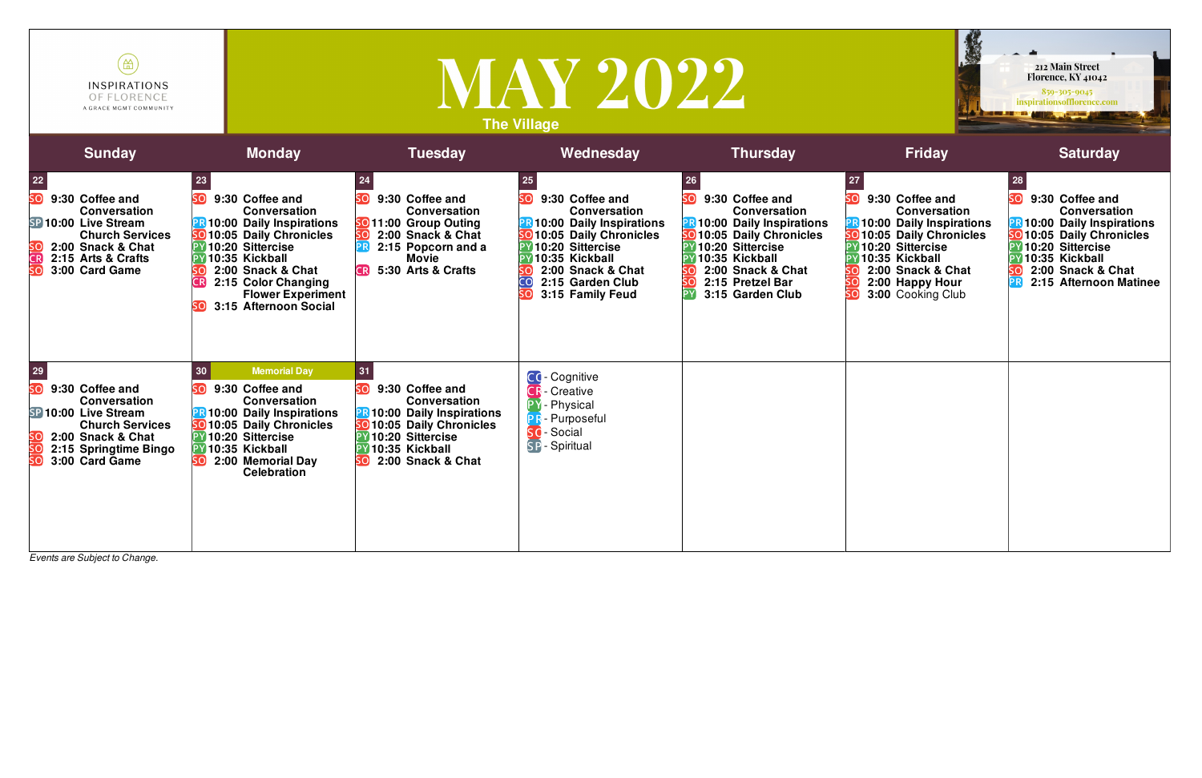INSPIRATIONS OF FLORENCE
A GRACE MGMT COMMUNITY

# MAY 2022

The Village

212 Main Street
Florence, KY 41042
859-305-9045
inspirationsofflorence.com

| Sunday | Monday | Tuesday | Wednesday | Thursday | Friday | Saturday |
|---|---|---|---|---|---|---|
| 22<br>SO 9:30 Coffee and Conversation<br>SP 10:00 Live Stream Church Services<br>SO 2:00 Snack & Chat<br>CR 2:15 Arts & Crafts<br>SO 3:00 Card Game | 23<br>SO 9:30 Coffee and Conversation<br>PR 10:00 Daily Inspirations<br>SO 10:05 Daily Chronicles<br>PY 10:20 Sittercise<br>PY 10:35 Kickball<br>SO 2:00 Snack & Chat<br>CR 2:15 Color Changing Flower Experiment<br>SO 3:15 Afternoon Social | 24<br>SO 9:30 Coffee and Conversation<br>SO 11:00 Group Outing<br>SO 2:00 Snack & Chat<br>PR 2:15 Popcorn and a Movie<br>CR 5:30 Arts & Crafts | 25<br>SO 9:30 Coffee and Conversation<br>PR 10:00 Daily Inspirations<br>SO 10:05 Daily Chronicles<br>PY 10:20 Sittercise<br>PY 10:35 Kickball<br>SO 2:00 Snack & Chat<br>CO 2:15 Garden Club<br>SO 3:15 Family Feud | 26<br>SO 9:30 Coffee and Conversation<br>PR 10:00 Daily Inspirations<br>SO 10:05 Daily Chronicles<br>PY 10:20 Sittercise<br>PY 10:35 Kickball<br>SO 2:00 Snack & Chat<br>SO 2:15 Pretzel Bar<br>PY 3:15 Garden Club | 27<br>SO 9:30 Coffee and Conversation<br>PR 10:00 Daily Inspirations<br>SO 10:05 Daily Chronicles<br>PY 10:20 Sittercise<br>PY 10:35 Kickball<br>SO 2:00 Snack & Chat<br>SO 2:00 Happy Hour<br>SO 3:00 Cooking Club | 28<br>SO 9:30 Coffee and Conversation<br>PR 10:00 Daily Inspirations<br>SO 10:05 Daily Chronicles<br>PY 10:20 Sittercise<br>PY 10:35 Kickball<br>SO 2:00 Snack & Chat<br>PR 2:15 Afternoon Matinee |
| 29<br>SO 9:30 Coffee and Conversation<br>SP 10:00 Live Stream Church Services<br>SO 2:00 Snack & Chat<br>SO 2:15 Springtime Bingo<br>SO 3:00 Card Game | 30 Memorial Day<br>SO 9:30 Coffee and Conversation<br>PR 10:00 Daily Inspirations<br>SO 10:05 Daily Chronicles<br>PY 10:20 Sittercise<br>PY 10:35 Kickball<br>SO 2:00 Memorial Day Celebration | 31<br>SO 9:30 Coffee and Conversation<br>PR 10:00 Daily Inspirations<br>SO 10:05 Daily Chronicles<br>PY 10:20 Sittercise<br>PY 10:35 Kickball<br>SO 2:00 Snack & Chat | CO - Cognitive<br>CR - Creative<br>PY - Physical<br>PR - Purposeful<br>SO - Social<br>SP - Spiritual | | | |

*Events are Subject to Change.*